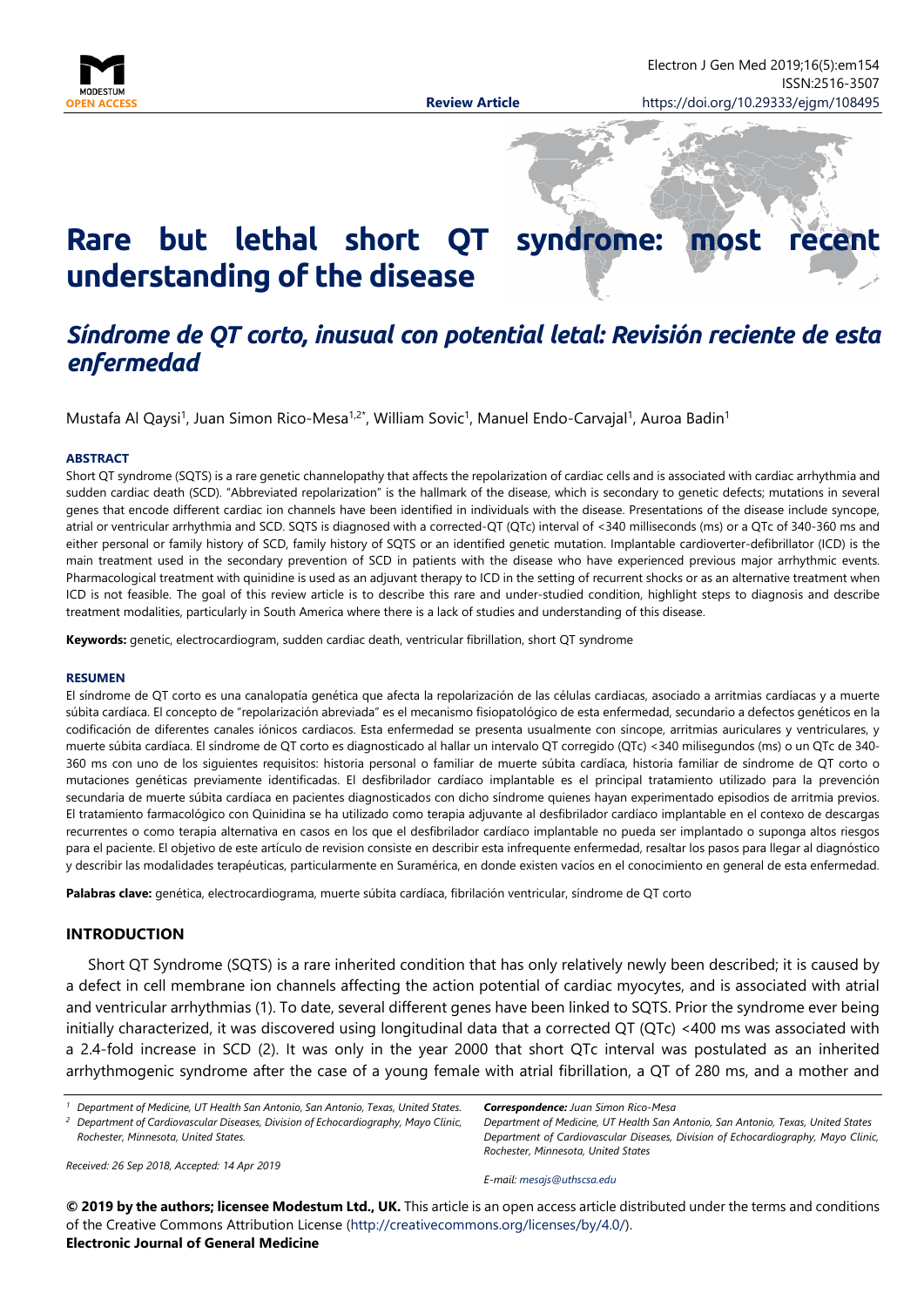# Rare but lethal short QT syndrome: most recent understanding of the disease

## *Síndrome de QT corto, inusual con potential letal: Revisión reciente de esta enfermedad*

Mustafa Al Qaysi[1], Juan Simon Rico-Mesa[1,2*], William Sovic[1], Manuel Endo-Carvajal[1], Auroa Badin[1]

**ABSTRACT**

Short QT syndrome (SQTS) is a rare genetic channelopathy that affects the repolarization of cardiac cells and is associated with cardiac arrhythmia and sudden cardiac death (SCD). "Abbreviated repolarization" is the hallmark of the disease, which is secondary to genetic defects; mutations in several genes that encode different cardiac ion channels have been identified in individuals with the disease. Presentations of the disease include syncope, atrial or ventricular arrhythmia and SCD. SQTS is diagnosed with a corrected-QT (QTc) interval of <340 milliseconds (ms) or a QTc of 340-360 ms and either personal or family history of SCD, family history of SQTS or an identified genetic mutation. Implantable cardioverter-defibrillator (ICD) is the main treatment used in the secondary prevention of SCD in patients with the disease who have experienced previous major arrhythmic events. Pharmacological treatment with quinidine is used as an adjuvant therapy to ICD in the setting of recurrent shocks or as an alternative treatment when ICD is not feasible. The goal of this review article is to describe this rare and under-studied condition, highlight steps to diagnosis and describe treatment modalities, particularly in South America where there is a lack of studies and understanding of this disease.

**Keywords:** genetic, electrocardiogram, sudden cardiac death, ventricular fibrillation, short QT syndrome

**RESUMEN**

El síndrome de QT corto es una canalopatía genética que afecta la repolarización de las células cardiacas, asociado a arritmias cardíacas y a muerte súbita cardíaca. El concepto de "repolarización abreviada" es el mecanismo fisiopatológico de esta enfermedad, secundario a defectos genéticos en la codificación de diferentes canales iónicos cardiacos. Esta enfermedad se presenta usualmente con síncope, arritmias auriculares y ventriculares, y muerte súbita cardíaca. El síndrome de QT corto es diagnosticado al hallar un intervalo QT corregido (QTc) <340 milisegundos (ms) o un QTc de 340-360 ms con uno de los siguientes requisitos: historia personal o familiar de muerte súbita cardíaca, historia familiar de síndrome de QT corto o mutaciones genéticas previamente identificadas. El desfibrilador cardíaco implantable es el principal tratamiento utilizado para la prevención secundaria de muerte súbita cardíaca en pacientes diagnosticados con dicho síndrome quienes hayan experimentado episodios de arritmia previos. El tratamiento farmacológico con Quinidina se ha utilizado como terapia adjuvante al desfibrilador cardíaco implantable en el contexo de descargas recurrentes o como terapia alternativa en casos en los que el desfibrilador cardíaco implantable no pueda ser implantado o suponga altos riesgos para el paciente. El objetivo de este artículo de revision consiste en describir esta infrequente enfermedad, resaltar los pasos para llegar al diagnóstico y describir las modalidades terapéuticas, particularmente en Suramérica, en donde existen vacíos en el conocimiento en general de esta enfermedad.

**Palabras clave:** genética, electrocardiograma, muerte súbita cardíaca, fibrilación ventricular, síndrome de QT corto

## INTRODUCTION

Short QT Syndrome (SQTS) is a rare inherited condition that has only relatively newly been described; it is caused by a defect in cell membrane ion channels affecting the action potential of cardiac myocytes, and is associated with atrial and ventricular arrhythmias (1). To date, several different genes have been linked to SQTS. Prior the syndrome ever being initially characterized, it was discovered using longitudinal data that a corrected QT (QTc) <400 ms was associated with a 2.4-fold increase in SCD (2). It was only in the year 2000 that short QTc interval was postulated as an inherited arrhythmogenic syndrome after the case of a young female with atrial fibrillation, a QT of 280 ms, and a mother and

[1] Department of Medicine, UT Health San Antonio, San Antonio, Texas, United States.
[2] Department of Cardiovascular Diseases, Division of Echocardiography, Mayo Clinic, Rochester, Minnesota, United States.

*Correspondence:* Juan Simon Rico-Mesa
Department of Medicine, UT Health San Antonio, San Antonio, Texas, United States
Department of Cardiovascular Diseases, Division of Echocardiography, Mayo Clinic, Rochester, Minnesota, United States
E-mail: mesajs@uthscsa.edu

*Received: 26 Sep 2018, Accepted: 14 Apr 2019*

**© 2019 by the authors; licensee Modestum Ltd., UK.** This article is an open access article distributed under the terms and conditions of the Creative Commons Attribution License (http://creativecommons.org/licenses/by/4.0/).
**Electronic Journal of General Medicine**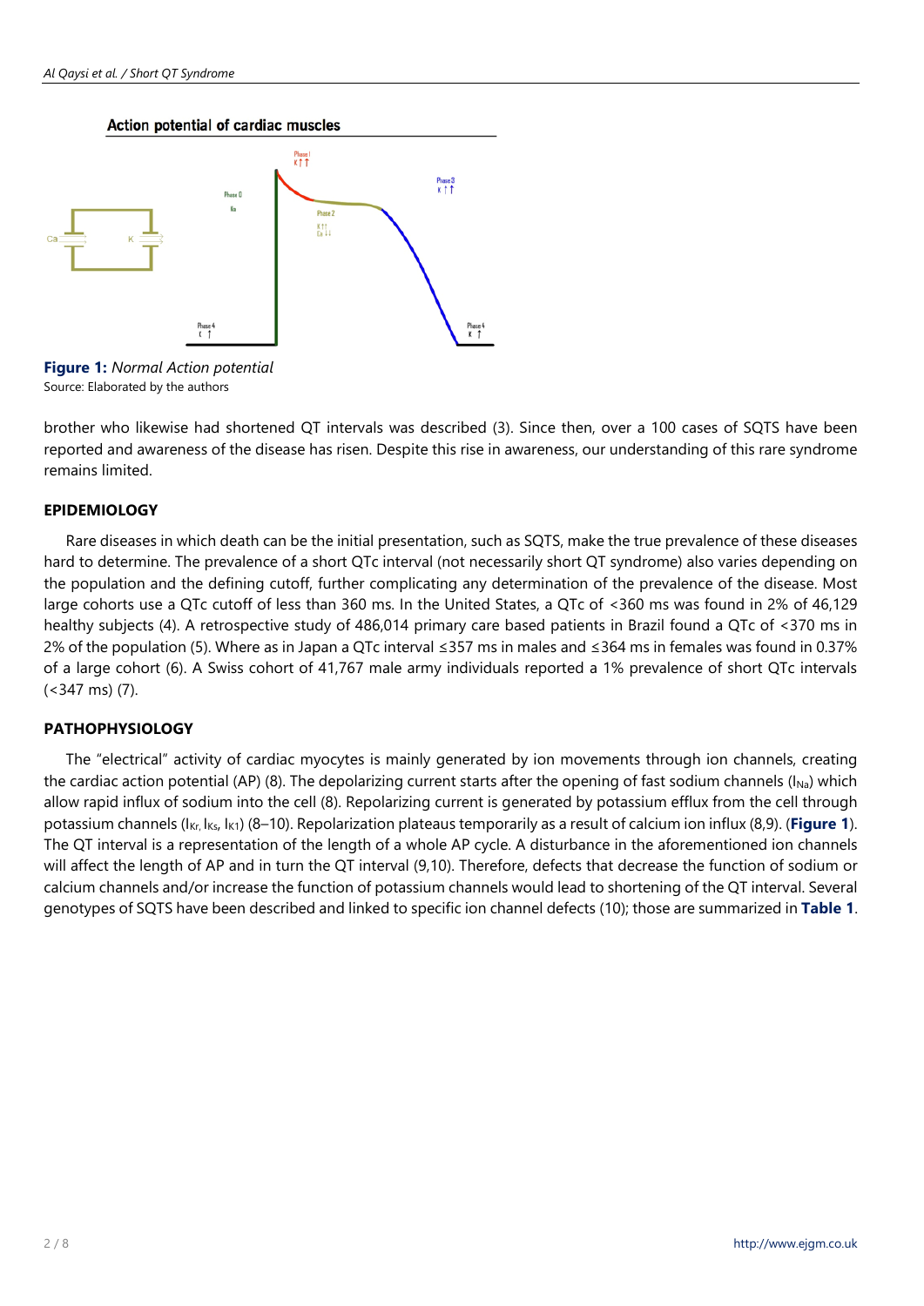**Figure 1:** *Normal Action potential*
Source: Elaborated by the authors

brother who likewise had shortened QT intervals was described (3). Since then, over a 100 cases of SQTS have been reported and awareness of the disease has risen. Despite this rise in awareness, our understanding of this rare syndrome remains limited.

## EPIDEMIOLOGY

Rare diseases in which death can be the initial presentation, such as SQTS, make the true prevalence of these diseases hard to determine. The prevalence of a short QTc interval (not necessarily short QT syndrome) also varies depending on the population and the defining cutoff, further complicating any determination of the prevalence of the disease. Most large cohorts use a QTc cutoff of less than 360 ms. In the United States, a QTc of <360 ms was found in 2% of 46,129 healthy subjects (4). A retrospective study of 486,014 primary care based patients in Brazil found a QTc of <370 ms in 2% of the population (5). Where as in Japan a QTc interval ≤357 ms in males and ≤364 ms in females was found in 0.37% of a large cohort (6). A Swiss cohort of 41,767 male army individuals reported a 1% prevalence of short QTc intervals (<347 ms) (7).

## PATHOPHYSIOLOGY

The "electrical" activity of cardiac myocytes is mainly generated by ion movements through ion channels, creating the cardiac action potential (AP) (8). The depolarizing current starts after the opening of fast sodium channels ($I_{Na}$) which allow rapid influx of sodium into the cell (8). Repolarizing current is generated by potassium efflux from the cell through potassium channels ($I_{Kr}$, $I_{Ks}$, $I_{K1}$) (8–10). Repolarization plateaus temporarily as a result of calcium ion influx (8,9). (**Figure 1**). The QT interval is a representation of the length of a whole AP cycle. A disturbance in the aforementioned ion channels will affect the length of AP and in turn the QT interval (9,10). Therefore, defects that decrease the function of sodium or calcium channels and/or increase the function of potassium channels would lead to shortening of the QT interval. Several genotypes of SQTS have been described and linked to specific ion channel defects (10); those are summarized in **Table 1**.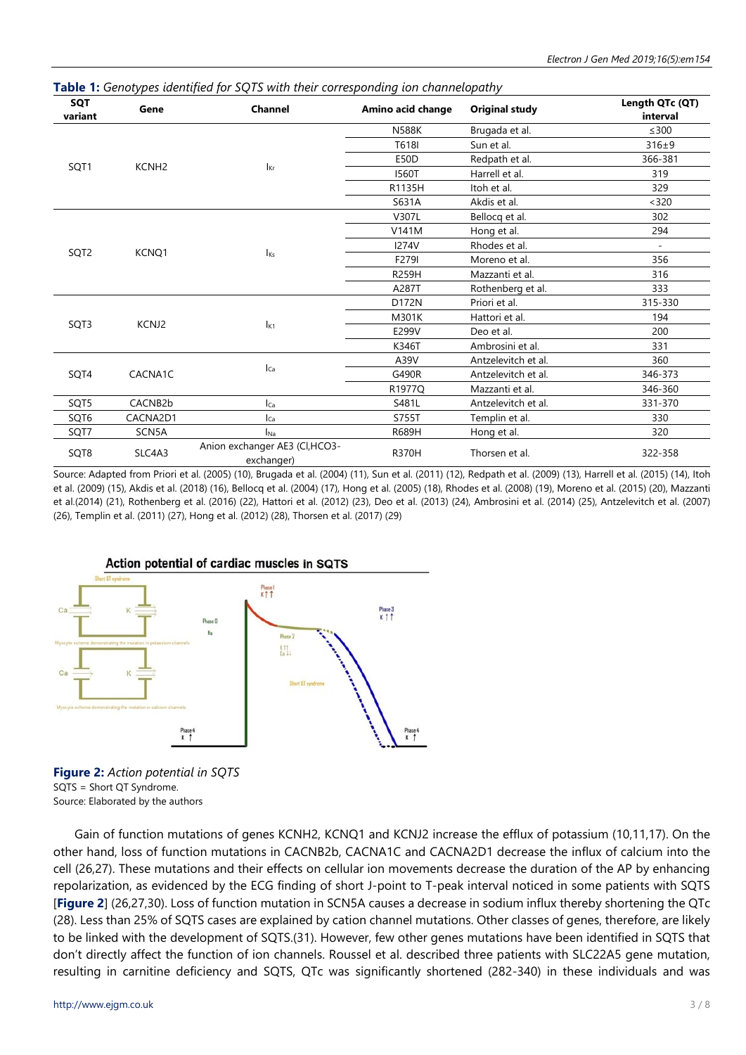**Table 1:** *Genotypes identified for SQTS with their corresponding ion channelopathy*

| SQT variant | Gene | Channel | Amino acid change | Original study | Length QTc (QT) interval |
|---|---|---|---|---|---|
| SQT1 | KCNH2 | $I_{Kr}$ | N588K | Brugada et al. | ≤300 |
| | | | T618I | Sun et al. | 316±9 |
| | | | E50D | Redpath et al. | 366-381 |
| | | | I560T | Harrell et al. | 319 |
| | | | R1135H | Itoh et al. | 329 |
| | | | S631A | Akdis et al. | <320 |
| SQT2 | KCNQ1 | $I_{Ks}$ | V307L | Bellocq et al. | 302 |
| | | | V141M | Hong et al. | 294 |
| | | | I274V | Rhodes et al. | - |
| | | | F279I | Moreno et al. | 356 |
| | | | R259H | Mazzanti et al. | 316 |
| | | | A287T | Rothenberg et al. | 333 |
| SQT3 | KCNJ2 | $I_{K1}$ | D172N | Priori et al. | 315-330 |
| | | | M301K | Hattori et al. | 194 |
| | | | E299V | Deo et al. | 200 |
| | | | K346T | Ambrosini et al. | 331 |
| SQT4 | CACNA1C | $I_{Ca}$ | A39V | Antzelevitch et al. | 360 |
| | | | G490R | Antzelevitch et al. | 346-373 |
| | | | R1977Q | Mazzanti et al. | 346-360 |
| SQT5 | CACNB2b | $I_{Ca}$ | S481L | Antzelevitch et al. | 331-370 |
| SQT6 | CACNA2D1 | $I_{Ca}$ | S755T | Templin et al. | 330 |
| SQT7 | SCN5A | $I_{Na}$ | R689H | Hong et al. | 320 |
| SQT8 | SLC4A3 | Anion exchanger AE3 (Cl,HCO3-exchanger) | R370H | Thorsen et al. | 322-358 |

Source: Adapted from Priori et al. (2005) (10), Brugada et al. (2004) (11), Sun et al. (2011) (12), Redpath et al. (2009) (13), Harrell et al. (2015) (14), Itoh et al. (2009) (15), Akdis et al. (2018) (16), Bellocq et al. (2004) (17), Hong et al. (2005) (18), Rhodes et al. (2008) (19), Moreno et al. (2015) (20), Mazzanti et al.(2014) (21), Rothenberg et al. (2016) (22), Hattori et al. (2012) (23), Deo et al. (2013) (24), Ambrosini et al. (2014) (25), Antzelevitch et al. (2007) (26), Templin et al. (2011) (27), Hong et al. (2012) (28), Thorsen et al. (2017) (29)

**Figure 2:** *Action potential in SQTS*
SQTS = Short QT Syndrome.
Source: Elaborated by the authors

Gain of function mutations of genes KCNH2, KCNQ1 and KCNJ2 increase the efflux of potassium (10,11,17). On the other hand, loss of function mutations in CACNB2b, CACNA1C and CACNA2D1 decrease the influx of calcium into the cell (26,27). These mutations and their effects on cellular ion movements decrease the duration of the AP by enhancing repolarization, as evidenced by the ECG finding of short J-point to T-peak interval noticed in some patients with SQTS [**Figure 2**] (26,27,30). Loss of function mutation in SCN5A causes a decrease in sodium influx thereby shortening the QTc (28). Less than 25% of SQTS cases are explained by cation channel mutations. Other classes of genes, therefore, are likely to be linked with the development of SQTS.(31). However, few other genes mutations have been identified in SQTS that don't directly affect the function of ion channels. Roussel et al. described three patients with SLC22A5 gene mutation, resulting in carnitine deficiency and SQTS, QTc was significantly shortened (282-340) in these individuals and was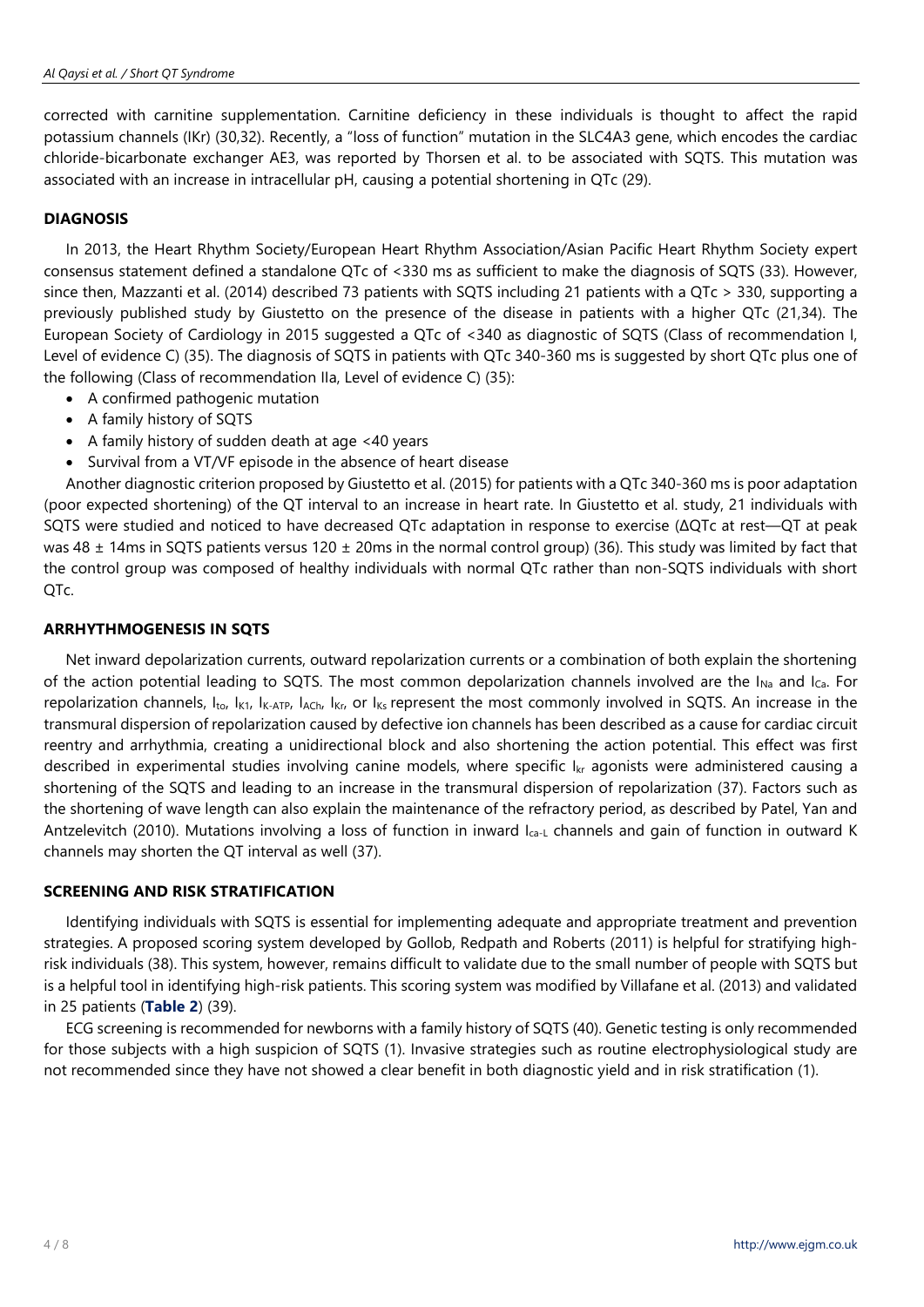corrected with carnitine supplementation. Carnitine deficiency in these individuals is thought to affect the rapid potassium channels (IKr) (30,32). Recently, a "loss of function" mutation in the SLC4A3 gene, which encodes the cardiac chloride-bicarbonate exchanger AE3, was reported by Thorsen et al. to be associated with SQTS. This mutation was associated with an increase in intracellular pH, causing a potential shortening in QTc (29).

### DIAGNOSIS

In 2013, the Heart Rhythm Society/European Heart Rhythm Association/Asian Pacific Heart Rhythm Society expert consensus statement defined a standalone QTc of <330 ms as sufficient to make the diagnosis of SQTS (33). However, since then, Mazzanti et al. (2014) described 73 patients with SQTS including 21 patients with a QTc > 330, supporting a previously published study by Giustetto on the presence of the disease in patients with a higher QTc (21,34). The European Society of Cardiology in 2015 suggested a QTc of <340 as diagnostic of SQTS (Class of recommendation I, Level of evidence C) (35). The diagnosis of SQTS in patients with QTc 340-360 ms is suggested by short QTc plus one of the following (Class of recommendation IIa, Level of evidence C) (35):

- A confirmed pathogenic mutation
- A family history of SQTS
- A family history of sudden death at age <40 years
- Survival from a VT/VF episode in the absence of heart disease

Another diagnostic criterion proposed by Giustetto et al. (2015) for patients with a QTc 340-360 ms is poor adaptation (poor expected shortening) of the QT interval to an increase in heart rate. In Giustetto et al. study, 21 individuals with SQTS were studied and noticed to have decreased QTc adaptation in response to exercise (ΔQTc at rest—QT at peak was 48 ± 14ms in SQTS patients versus 120 ± 20ms in the normal control group) (36). This study was limited by fact that the control group was composed of healthy individuals with normal QTc rather than non-SQTS individuals with short QTc.

### ARRHYTHMOGENESIS IN SQTS

Net inward depolarization currents, outward repolarization currents or a combination of both explain the shortening of the action potential leading to SQTS. The most common depolarization channels involved are the $I_{Na}$ and $I_{Ca}$. For repolarization channels, $I_{to}$, $I_{K1}$, $I_{K\text{-}ATP}$, $I_{ACh}$, $I_{Kr}$, or $I_{Ks}$ represent the most commonly involved in SQTS. An increase in the transmural dispersion of repolarization caused by defective ion channels has been described as a cause for cardiac circuit reentry and arrhythmia, creating a unidirectional block and also shortening the action potential. This effect was first described in experimental studies involving canine models, where specific $I_{kr}$ agonists were administered causing a shortening of the SQTS and leading to an increase in the transmural dispersion of repolarization (37). Factors such as the shortening of wave length can also explain the maintenance of the refractory period, as described by Patel, Yan and Antzelevitch (2010). Mutations involving a loss of function in inward $I_{ca\text{-}L}$ channels and gain of function in outward K channels may shorten the QT interval as well (37).

### SCREENING AND RISK STRATIFICATION

Identifying individuals with SQTS is essential for implementing adequate and appropriate treatment and prevention strategies. A proposed scoring system developed by Gollob, Redpath and Roberts (2011) is helpful for stratifying high-risk individuals (38). This system, however, remains difficult to validate due to the small number of people with SQTS but is a helpful tool in identifying high-risk patients. This scoring system was modified by Villafane et al. (2013) and validated in 25 patients (**Table 2**) (39).

ECG screening is recommended for newborns with a family history of SQTS (40). Genetic testing is only recommended for those subjects with a high suspicion of SQTS (1). Invasive strategies such as routine electrophysiological study are not recommended since they have not showed a clear benefit in both diagnostic yield and in risk stratification (1).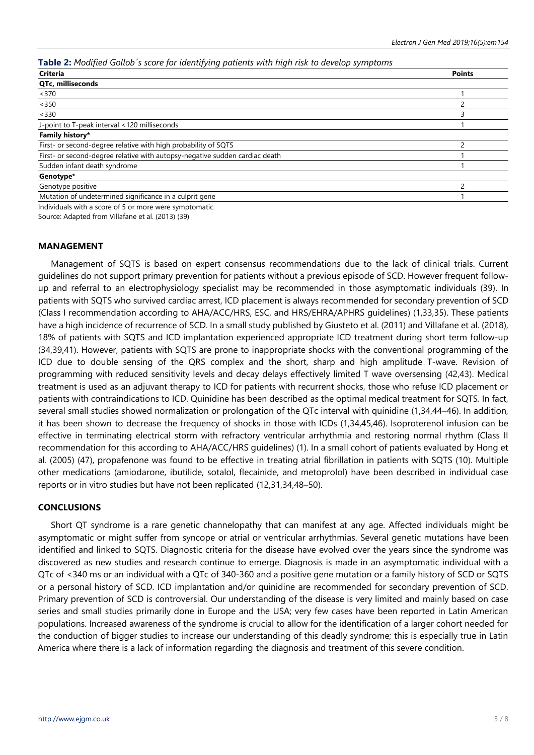**Table 2:** *Modified Gollob´s score for identifying patients with high risk to develop symptoms*

| Criteria | Points |
|---|---|
| **QTc, milliseconds** | |
| <370 | 1 |
| <350 | 2 |
| <330 | 3 |
| J-point to T-peak interval <120 milliseconds | 1 |
| **Family history*** | |
| First- or second-degree relative with high probability of SQTS | 2 |
| First- or second-degree relative with autopsy-negative sudden cardiac death | 1 |
| Sudden infant death syndrome | 1 |
| **Genotype*** | |
| Genotype positive | 2 |
| Mutation of undetermined significance in a culprit gene | 1 |

Individuals with a score of 5 or more were symptomatic.

Source: Adapted from Villafane et al. (2013) (39)

## MANAGEMENT

Management of SQTS is based on expert consensus recommendations due to the lack of clinical trials. Current guidelines do not support primary prevention for patients without a previous episode of SCD. However frequent follow-up and referral to an electrophysiology specialist may be recommended in those asymptomatic individuals (39). In patients with SQTS who survived cardiac arrest, ICD placement is always recommended for secondary prevention of SCD (Class I recommendation according to AHA/ACC/HRS, ESC, and HRS/EHRA/APHRS guidelines) (1,33,35). These patients have a high incidence of recurrence of SCD. In a small study published by Giusteto et al. (2011) and Villafane et al. (2018), 18% of patients with SQTS and ICD implantation experienced appropriate ICD treatment during short term follow-up (34,39,41). However, patients with SQTS are prone to inappropriate shocks with the conventional programming of the ICD due to double sensing of the QRS complex and the short, sharp and high amplitude T-wave. Revision of programming with reduced sensitivity levels and decay delays effectively limited T wave oversensing (42,43). Medical treatment is used as an adjuvant therapy to ICD for patients with recurrent shocks, those who refuse ICD placement or patients with contraindications to ICD. Quinidine has been described as the optimal medical treatment for SQTS. In fact, several small studies showed normalization or prolongation of the QTc interval with quinidine (1,34,44–46). In addition, it has been shown to decrease the frequency of shocks in those with ICDs (1,34,45,46). Isoproterenol infusion can be effective in terminating electrical storm with refractory ventricular arrhythmia and restoring normal rhythm (Class II recommendation for this according to AHA/ACC/HRS guidelines) (1). In a small cohort of patients evaluated by Hong et al. (2005) (47), propafenone was found to be effective in treating atrial fibrillation in patients with SQTS (10). Multiple other medications (amiodarone, ibutilide, sotalol, flecainide, and metoprolol) have been described in individual case reports or in vitro studies but have not been replicated (12,31,34,48–50).

## CONCLUSIONS

Short QT syndrome is a rare genetic channelopathy that can manifest at any age. Affected individuals might be asymptomatic or might suffer from syncope or atrial or ventricular arrhythmias. Several genetic mutations have been identified and linked to SQTS. Diagnostic criteria for the disease have evolved over the years since the syndrome was discovered as new studies and research continue to emerge. Diagnosis is made in an asymptomatic individual with a QTc of <340 ms or an individual with a QTc of 340-360 and a positive gene mutation or a family history of SCD or SQTS or a personal history of SCD. ICD implantation and/or quinidine are recommended for secondary prevention of SCD. Primary prevention of SCD is controversial. Our understanding of the disease is very limited and mainly based on case series and small studies primarily done in Europe and the USA; very few cases have been reported in Latin American populations. Increased awareness of the syndrome is crucial to allow for the identification of a larger cohort needed for the conduction of bigger studies to increase our understanding of this deadly syndrome; this is especially true in Latin America where there is a lack of information regarding the diagnosis and treatment of this severe condition.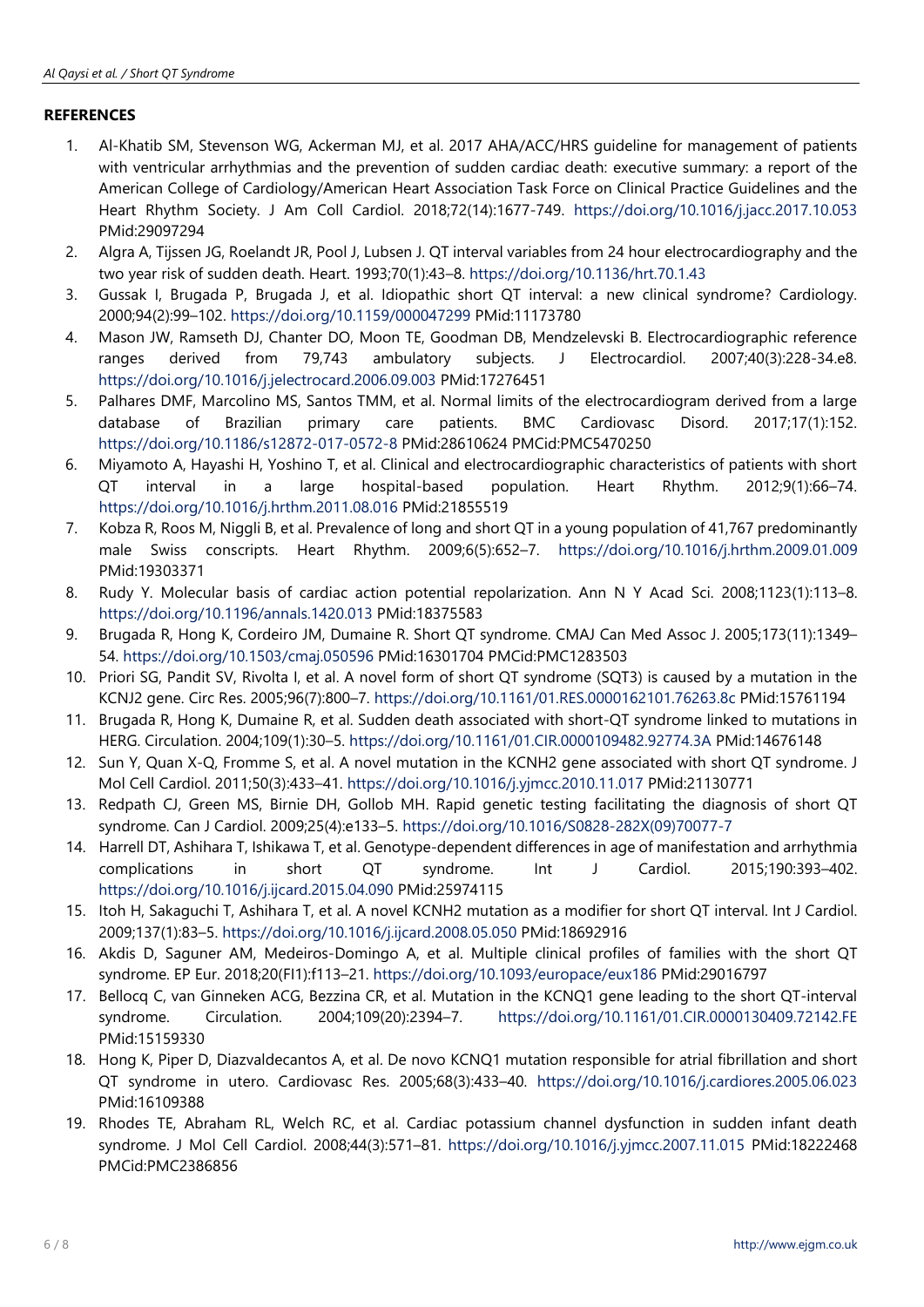## REFERENCES

1. Al-Khatib SM, Stevenson WG, Ackerman MJ, et al. 2017 AHA/ACC/HRS guideline for management of patients with ventricular arrhythmias and the prevention of sudden cardiac death: executive summary: a report of the American College of Cardiology/American Heart Association Task Force on Clinical Practice Guidelines and the Heart Rhythm Society. J Am Coll Cardiol. 2018;72(14):1677-749. https://doi.org/10.1016/j.jacc.2017.10.053 PMid:29097294
2. Algra A, Tijssen JG, Roelandt JR, Pool J, Lubsen J. QT interval variables from 24 hour electrocardiography and the two year risk of sudden death. Heart. 1993;70(1):43–8. https://doi.org/10.1136/hrt.70.1.43
3. Gussak I, Brugada P, Brugada J, et al. Idiopathic short QT interval: a new clinical syndrome? Cardiology. 2000;94(2):99–102. https://doi.org/10.1159/000047299 PMid:11173780
4. Mason JW, Ramseth DJ, Chanter DO, Moon TE, Goodman DB, Mendzelevski B. Electrocardiographic reference ranges derived from 79,743 ambulatory subjects. J Electrocardiol. 2007;40(3):228-34.e8. https://doi.org/10.1016/j.jelectrocard.2006.09.003 PMid:17276451
5. Palhares DMF, Marcolino MS, Santos TMM, et al. Normal limits of the electrocardiogram derived from a large database of Brazilian primary care patients. BMC Cardiovasc Disord. 2017;17(1):152. https://doi.org/10.1186/s12872-017-0572-8 PMid:28610624 PMCid:PMC5470250
6. Miyamoto A, Hayashi H, Yoshino T, et al. Clinical and electrocardiographic characteristics of patients with short QT interval in a large hospital-based population. Heart Rhythm. 2012;9(1):66–74. https://doi.org/10.1016/j.hrthm.2011.08.016 PMid:21855519
7. Kobza R, Roos M, Niggli B, et al. Prevalence of long and short QT in a young population of 41,767 predominantly male Swiss conscripts. Heart Rhythm. 2009;6(5):652–7. https://doi.org/10.1016/j.hrthm.2009.01.009 PMid:19303371
8. Rudy Y. Molecular basis of cardiac action potential repolarization. Ann N Y Acad Sci. 2008;1123(1):113–8. https://doi.org/10.1196/annals.1420.013 PMid:18375583
9. Brugada R, Hong K, Cordeiro JM, Dumaine R. Short QT syndrome. CMAJ Can Med Assoc J. 2005;173(11):1349–54. https://doi.org/10.1503/cmaj.050596 PMid:16301704 PMCid:PMC1283503
10. Priori SG, Pandit SV, Rivolta I, et al. A novel form of short QT syndrome (SQT3) is caused by a mutation in the KCNJ2 gene. Circ Res. 2005;96(7):800–7. https://doi.org/10.1161/01.RES.0000162101.76263.8c PMid:15761194
11. Brugada R, Hong K, Dumaine R, et al. Sudden death associated with short-QT syndrome linked to mutations in HERG. Circulation. 2004;109(1):30–5. https://doi.org/10.1161/01.CIR.0000109482.92774.3A PMid:14676148
12. Sun Y, Quan X-Q, Fromme S, et al. A novel mutation in the KCNH2 gene associated with short QT syndrome. J Mol Cell Cardiol. 2011;50(3):433–41. https://doi.org/10.1016/j.yjmcc.2010.11.017 PMid:21130771
13. Redpath CJ, Green MS, Birnie DH, Gollob MH. Rapid genetic testing facilitating the diagnosis of short QT syndrome. Can J Cardiol. 2009;25(4):e133–5. https://doi.org/10.1016/S0828-282X(09)70077-7
14. Harrell DT, Ashihara T, Ishikawa T, et al. Genotype-dependent differences in age of manifestation and arrhythmia complications in short QT syndrome. Int J Cardiol. 2015;190:393–402. https://doi.org/10.1016/j.ijcard.2015.04.090 PMid:25974115
15. Itoh H, Sakaguchi T, Ashihara T, et al. A novel KCNH2 mutation as a modifier for short QT interval. Int J Cardiol. 2009;137(1):83–5. https://doi.org/10.1016/j.ijcard.2008.05.050 PMid:18692916
16. Akdis D, Saguner AM, Medeiros-Domingo A, et al. Multiple clinical profiles of families with the short QT syndrome. EP Eur. 2018;20(FI1):f113–21. https://doi.org/10.1093/europace/eux186 PMid:29016797
17. Bellocq C, van Ginneken ACG, Bezzina CR, et al. Mutation in the KCNQ1 gene leading to the short QT-interval syndrome. Circulation. 2004;109(20):2394–7. https://doi.org/10.1161/01.CIR.0000130409.72142.FE PMid:15159330
18. Hong K, Piper D, Diazvaldecantos A, et al. De novo KCNQ1 mutation responsible for atrial fibrillation and short QT syndrome in utero. Cardiovasc Res. 2005;68(3):433–40. https://doi.org/10.1016/j.cardiores.2005.06.023 PMid:16109388
19. Rhodes TE, Abraham RL, Welch RC, et al. Cardiac potassium channel dysfunction in sudden infant death syndrome. J Mol Cell Cardiol. 2008;44(3):571–81. https://doi.org/10.1016/j.yjmcc.2007.11.015 PMid:18222468 PMCid:PMC2386856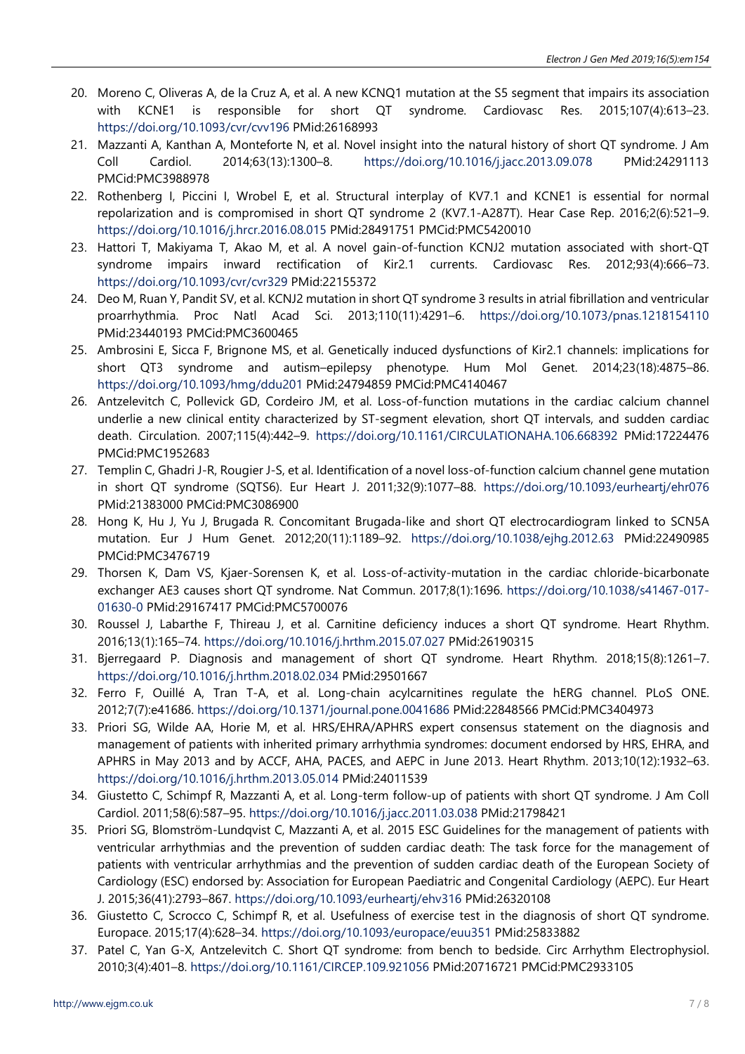20. Moreno C, Oliveras A, de la Cruz A, et al. A new KCNQ1 mutation at the S5 segment that impairs its association with KCNE1 is responsible for short QT syndrome. Cardiovasc Res. 2015;107(4):613–23. https://doi.org/10.1093/cvr/cvv196 PMid:26168993
21. Mazzanti A, Kanthan A, Monteforte N, et al. Novel insight into the natural history of short QT syndrome. J Am Coll Cardiol. 2014;63(13):1300–8. https://doi.org/10.1016/j.jacc.2013.09.078 PMid:24291113 PMCid:PMC3988978
22. Rothenberg I, Piccini I, Wrobel E, et al. Structural interplay of KV7.1 and KCNE1 is essential for normal repolarization and is compromised in short QT syndrome 2 (KV7.1-A287T). Hear Case Rep. 2016;2(6):521–9. https://doi.org/10.1016/j.hrcr.2016.08.015 PMid:28491751 PMCid:PMC5420010
23. Hattori T, Makiyama T, Akao M, et al. A novel gain-of-function KCNJ2 mutation associated with short-QT syndrome impairs inward rectification of Kir2.1 currents. Cardiovasc Res. 2012;93(4):666–73. https://doi.org/10.1093/cvr/cvr329 PMid:22155372
24. Deo M, Ruan Y, Pandit SV, et al. KCNJ2 mutation in short QT syndrome 3 results in atrial fibrillation and ventricular proarrhythmia. Proc Natl Acad Sci. 2013;110(11):4291–6. https://doi.org/10.1073/pnas.1218154110 PMid:23440193 PMCid:PMC3600465
25. Ambrosini E, Sicca F, Brignone MS, et al. Genetically induced dysfunctions of Kir2.1 channels: implications for short QT3 syndrome and autism–epilepsy phenotype. Hum Mol Genet. 2014;23(18):4875–86. https://doi.org/10.1093/hmg/ddu201 PMid:24794859 PMCid:PMC4140467
26. Antzelevitch C, Pollevick GD, Cordeiro JM, et al. Loss-of-function mutations in the cardiac calcium channel underlie a new clinical entity characterized by ST-segment elevation, short QT intervals, and sudden cardiac death. Circulation. 2007;115(4):442–9. https://doi.org/10.1161/CIRCULATIONAHA.106.668392 PMid:17224476 PMCid:PMC1952683
27. Templin C, Ghadri J-R, Rougier J-S, et al. Identification of a novel loss-of-function calcium channel gene mutation in short QT syndrome (SQTS6). Eur Heart J. 2011;32(9):1077–88. https://doi.org/10.1093/eurheartj/ehr076 PMid:21383000 PMCid:PMC3086900
28. Hong K, Hu J, Yu J, Brugada R. Concomitant Brugada-like and short QT electrocardiogram linked to SCN5A mutation. Eur J Hum Genet. 2012;20(11):1189–92. https://doi.org/10.1038/ejhg.2012.63 PMid:22490985 PMCid:PMC3476719
29. Thorsen K, Dam VS, Kjaer-Sorensen K, et al. Loss-of-activity-mutation in the cardiac chloride-bicarbonate exchanger AE3 causes short QT syndrome. Nat Commun. 2017;8(1):1696. https://doi.org/10.1038/s41467-017-01630-0 PMid:29167417 PMCid:PMC5700076
30. Roussel J, Labarthe F, Thireau J, et al. Carnitine deficiency induces a short QT syndrome. Heart Rhythm. 2016;13(1):165–74. https://doi.org/10.1016/j.hrthm.2015.07.027 PMid:26190315
31. Bjerregaard P. Diagnosis and management of short QT syndrome. Heart Rhythm. 2018;15(8):1261–7. https://doi.org/10.1016/j.hrthm.2018.02.034 PMid:29501667
32. Ferro F, Ouillé A, Tran T-A, et al. Long-chain acylcarnitines regulate the hERG channel. PLoS ONE. 2012;7(7):e41686. https://doi.org/10.1371/journal.pone.0041686 PMid:22848566 PMCid:PMC3404973
33. Priori SG, Wilde AA, Horie M, et al. HRS/EHRA/APHRS expert consensus statement on the diagnosis and management of patients with inherited primary arrhythmia syndromes: document endorsed by HRS, EHRA, and APHRS in May 2013 and by ACCF, AHA, PACES, and AEPC in June 2013. Heart Rhythm. 2013;10(12):1932–63. https://doi.org/10.1016/j.hrthm.2013.05.014 PMid:24011539
34. Giustetto C, Schimpf R, Mazzanti A, et al. Long-term follow-up of patients with short QT syndrome. J Am Coll Cardiol. 2011;58(6):587–95. https://doi.org/10.1016/j.jacc.2011.03.038 PMid:21798421
35. Priori SG, Blomström-Lundqvist C, Mazzanti A, et al. 2015 ESC Guidelines for the management of patients with ventricular arrhythmias and the prevention of sudden cardiac death: The task force for the management of patients with ventricular arrhythmias and the prevention of sudden cardiac death of the European Society of Cardiology (ESC) endorsed by: Association for European Paediatric and Congenital Cardiology (AEPC). Eur Heart J. 2015;36(41):2793–867. https://doi.org/10.1093/eurheartj/ehv316 PMid:26320108
36. Giustetto C, Scrocco C, Schimpf R, et al. Usefulness of exercise test in the diagnosis of short QT syndrome. Europace. 2015;17(4):628–34. https://doi.org/10.1093/europace/euu351 PMid:25833882
37. Patel C, Yan G-X, Antzelevitch C. Short QT syndrome: from bench to bedside. Circ Arrhythm Electrophysiol. 2010;3(4):401–8. https://doi.org/10.1161/CIRCEP.109.921056 PMid:20716721 PMCid:PMC2933105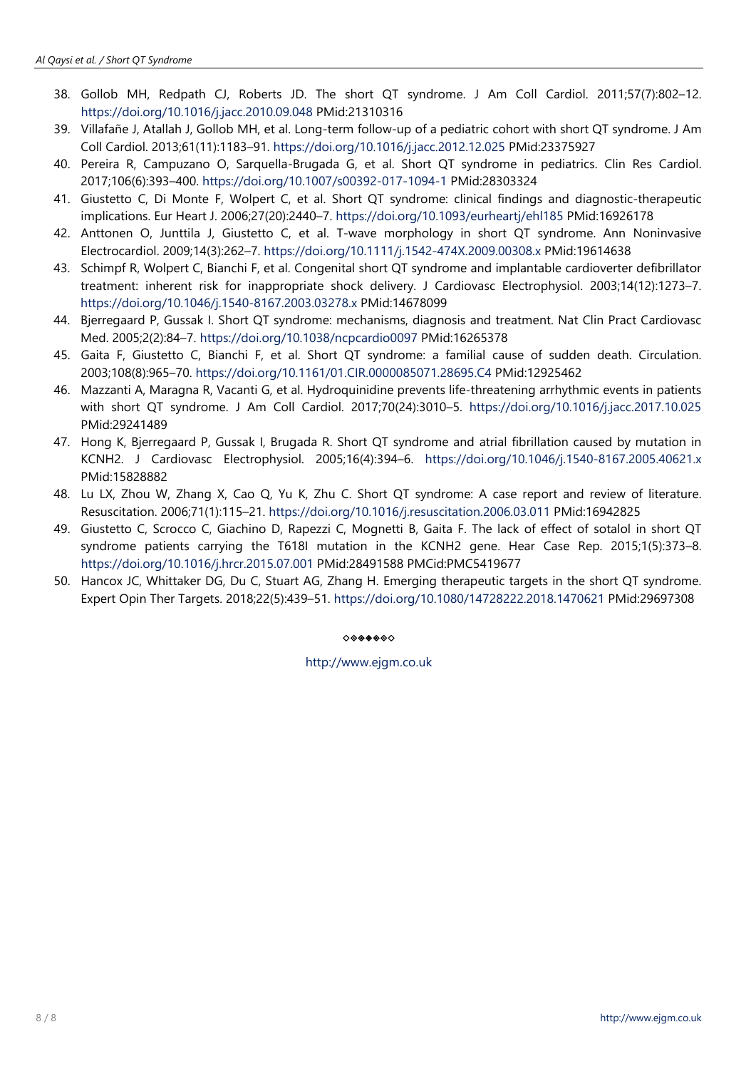38. Gollob MH, Redpath CJ, Roberts JD. The short QT syndrome. J Am Coll Cardiol. 2011;57(7):802–12. https://doi.org/10.1016/j.jacc.2010.09.048 PMid:21310316
39. Villafañe J, Atallah J, Gollob MH, et al. Long-term follow-up of a pediatric cohort with short QT syndrome. J Am Coll Cardiol. 2013;61(11):1183–91. https://doi.org/10.1016/j.jacc.2012.12.025 PMid:23375927
40. Pereira R, Campuzano O, Sarquella-Brugada G, et al. Short QT syndrome in pediatrics. Clin Res Cardiol. 2017;106(6):393–400. https://doi.org/10.1007/s00392-017-1094-1 PMid:28303324
41. Giustetto C, Di Monte F, Wolpert C, et al. Short QT syndrome: clinical findings and diagnostic-therapeutic implications. Eur Heart J. 2006;27(20):2440–7. https://doi.org/10.1093/eurheartj/ehl185 PMid:16926178
42. Anttonen O, Junttila J, Giustetto C, et al. T-wave morphology in short QT syndrome. Ann Noninvasive Electrocardiol. 2009;14(3):262–7. https://doi.org/10.1111/j.1542-474X.2009.00308.x PMid:19614638
43. Schimpf R, Wolpert C, Bianchi F, et al. Congenital short QT syndrome and implantable cardioverter defibrillator treatment: inherent risk for inappropriate shock delivery. J Cardiovasc Electrophysiol. 2003;14(12):1273–7. https://doi.org/10.1046/j.1540-8167.2003.03278.x PMid:14678099
44. Bjerregaard P, Gussak I. Short QT syndrome: mechanisms, diagnosis and treatment. Nat Clin Pract Cardiovasc Med. 2005;2(2):84–7. https://doi.org/10.1038/ncpcardio0097 PMid:16265378
45. Gaita F, Giustetto C, Bianchi F, et al. Short QT syndrome: a familial cause of sudden death. Circulation. 2003;108(8):965–70. https://doi.org/10.1161/01.CIR.0000085071.28695.C4 PMid:12925462
46. Mazzanti A, Maragna R, Vacanti G, et al. Hydroquinidine prevents life-threatening arrhythmic events in patients with short QT syndrome. J Am Coll Cardiol. 2017;70(24):3010–5. https://doi.org/10.1016/j.jacc.2017.10.025 PMid:29241489
47. Hong K, Bjerregaard P, Gussak I, Brugada R. Short QT syndrome and atrial fibrillation caused by mutation in KCNH2. J Cardiovasc Electrophysiol. 2005;16(4):394–6. https://doi.org/10.1046/j.1540-8167.2005.40621.x PMid:15828882
48. Lu LX, Zhou W, Zhang X, Cao Q, Yu K, Zhu C. Short QT syndrome: A case report and review of literature. Resuscitation. 2006;71(1):115–21. https://doi.org/10.1016/j.resuscitation.2006.03.011 PMid:16942825
49. Giustetto C, Scrocco C, Giachino D, Rapezzi C, Mognetti B, Gaita F. The lack of effect of sotalol in short QT syndrome patients carrying the T618I mutation in the KCNH2 gene. Hear Case Rep. 2015;1(5):373–8. https://doi.org/10.1016/j.hrcr.2015.07.001 PMid:28491588 PMCid:PMC5419677
50. Hancox JC, Whittaker DG, Du C, Stuart AG, Zhang H. Emerging therapeutic targets in the short QT syndrome. Expert Opin Ther Targets. 2018;22(5):439–51. https://doi.org/10.1080/14728222.2018.1470621 PMid:29697308

◊◊◊◊◊◊◊

http://www.ejgm.co.uk